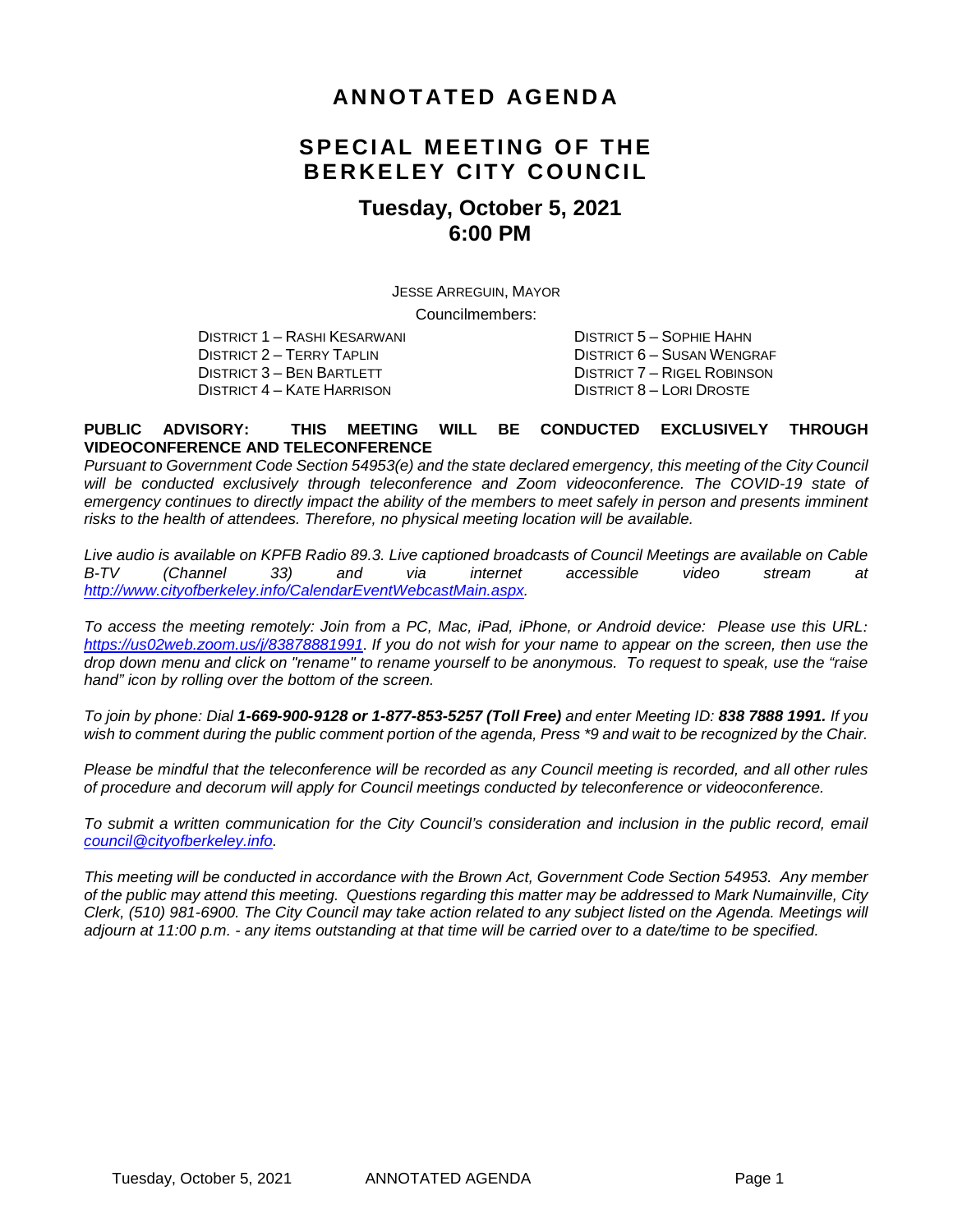# ANNOTATED AGENDA

## SPECIAL MEETING OF THE BERKELEY CITY COUNCIL

### Tuesday, October 5, 2021
### 6:00 PM

JESSE ARREGUIN, MAYOR

Councilmembers:

DISTRICT 1 – RASHI KESARWANI
DISTRICT 2 – TERRY TAPLIN
DISTRICT 3 – BEN BARTLETT
DISTRICT 4 – KATE HARRISON
DISTRICT 5 – SOPHIE HAHN
DISTRICT 6 – SUSAN WENGRAF
DISTRICT 7 – RIGEL ROBINSON
DISTRICT 8 – LORI DROSTE

**PUBLIC ADVISORY: THIS MEETING WILL BE CONDUCTED EXCLUSIVELY THROUGH VIDEOCONFERENCE AND TELECONFERENCE**

*Pursuant to Government Code Section 54953(e) and the state declared emergency, this meeting of the City Council will be conducted exclusively through teleconference and Zoom videoconference. The COVID-19 state of emergency continues to directly impact the ability of the members to meet safely in person and presents imminent risks to the health of attendees. Therefore, no physical meeting location will be available.*

*Live audio is available on KPFB Radio 89.3. Live captioned broadcasts of Council Meetings are available on Cable B-TV (Channel 33) and via internet accessible video stream at [http://www.cityofberkeley.info/CalendarEventWebcastMain.aspx](http://www.cityofberkeley.info/CalendarEventWebcastMain.aspx).*

*To access the meeting remotely: Join from a PC, Mac, iPad, iPhone, or Android device: Please use this URL: [https://us02web.zoom.us/j/83878881991](https://us02web.zoom.us/j/83878881991). If you do not wish for your name to appear on the screen, then use the drop down menu and click on "rename" to rename yourself to be anonymous. To request to speak, use the "raise hand" icon by rolling over the bottom of the screen.*

*To join by phone: Dial **1-669-900-9128 or 1-877-853-5257 (Toll Free)** and enter Meeting ID: **838 7888 1991.** If you wish to comment during the public comment portion of the agenda, Press \*9 and wait to be recognized by the Chair.*

*Please be mindful that the teleconference will be recorded as any Council meeting is recorded, and all other rules of procedure and decorum will apply for Council meetings conducted by teleconference or videoconference.*

*To submit a written communication for the City Council's consideration and inclusion in the public record, email [council@cityofberkeley.info](mailto:council@cityofberkeley.info).*

*This meeting will be conducted in accordance with the Brown Act, Government Code Section 54953. Any member of the public may attend this meeting. Questions regarding this matter may be addressed to Mark Numainville, City Clerk, (510) 981-6900. The City Council may take action related to any subject listed on the Agenda. Meetings will adjourn at 11:00 p.m. - any items outstanding at that time will be carried over to a date/time to be specified.*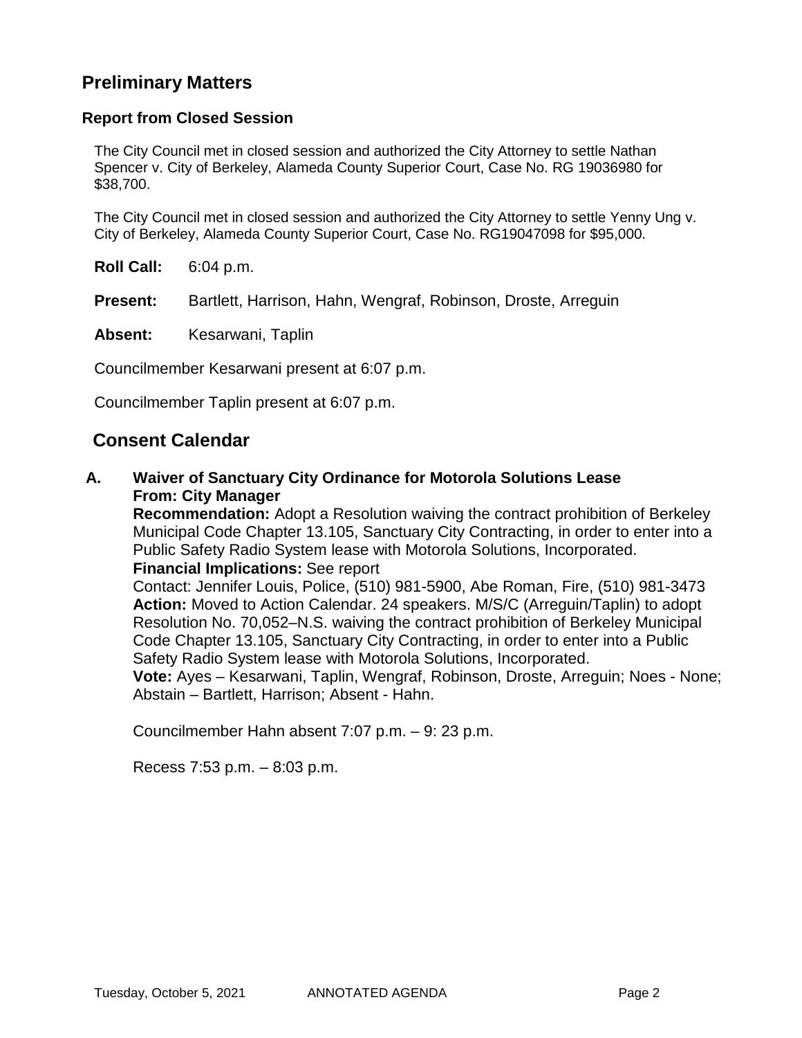## Preliminary Matters

### Report from Closed Session

The City Council met in closed session and authorized the City Attorney to settle Nathan Spencer v. City of Berkeley, Alameda County Superior Court, Case No. RG 19036980 for $38,700.

The City Council met in closed session and authorized the City Attorney to settle Yenny Ung v. City of Berkeley, Alameda County Superior Court, Case No. RG19047098 for $95,000.

**Roll Call:** 6:04 p.m.

**Present:** Bartlett, Harrison, Hahn, Wengraf, Robinson, Droste, Arreguin

**Absent:** Kesarwani, Taplin

Councilmember Kesarwani present at 6:07 p.m.

Councilmember Taplin present at 6:07 p.m.

## Consent Calendar

**A. Waiver of Sanctuary City Ordinance for Motorola Solutions Lease**
**From: City Manager**
**Recommendation:** Adopt a Resolution waiving the contract prohibition of Berkeley Municipal Code Chapter 13.105, Sanctuary City Contracting, in order to enter into a Public Safety Radio System lease with Motorola Solutions, Incorporated.
**Financial Implications:** See report
Contact: Jennifer Louis, Police, (510) 981-5900, Abe Roman, Fire, (510) 981-3473
**Action:** Moved to Action Calendar. 24 speakers. M/S/C (Arreguin/Taplin) to adopt Resolution No. 70,052–N.S. waiving the contract prohibition of Berkeley Municipal Code Chapter 13.105, Sanctuary City Contracting, in order to enter into a Public Safety Radio System lease with Motorola Solutions, Incorporated.
**Vote:** Ayes – Kesarwani, Taplin, Wengraf, Robinson, Droste, Arreguin; Noes - None; Abstain – Bartlett, Harrison; Absent - Hahn.

Councilmember Hahn absent 7:07 p.m. – 9: 23 p.m.

Recess 7:53 p.m. – 8:03 p.m.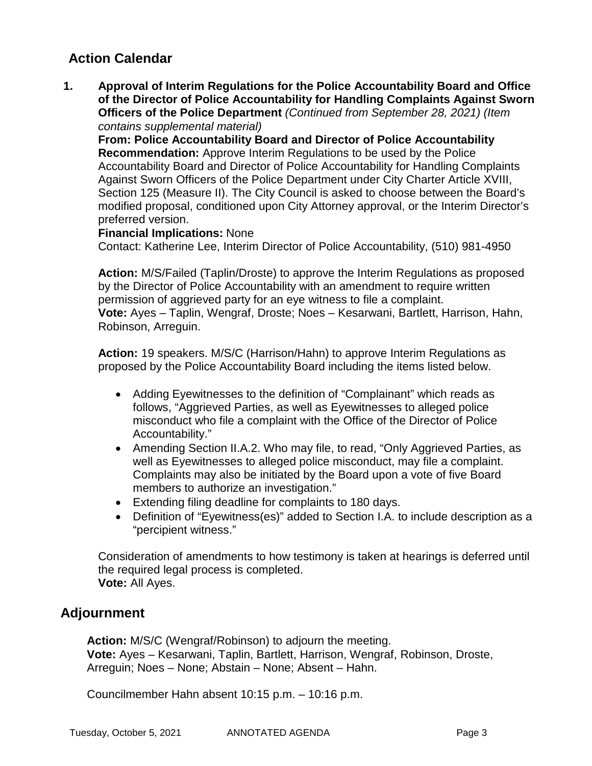## Action Calendar

1. **Approval of Interim Regulations for the Police Accountability Board and Office of the Director of Police Accountability for Handling Complaints Against Sworn Officers of the Police Department** *(Continued from September 28, 2021) (Item contains supplemental material)*
   **From: Police Accountability Board and Director of Police Accountability**
   **Recommendation:** Approve Interim Regulations to be used by the Police Accountability Board and Director of Police Accountability for Handling Complaints Against Sworn Officers of the Police Department under City Charter Article XVIII, Section 125 (Measure II). The City Council is asked to choose between the Board's modified proposal, conditioned upon City Attorney approval, or the Interim Director's preferred version.
   **Financial Implications:** None
   Contact: Katherine Lee, Interim Director of Police Accountability, (510) 981-4950

   **Action:** M/S/Failed (Taplin/Droste) to approve the Interim Regulations as proposed by the Director of Police Accountability with an amendment to require written permission of aggrieved party for an eye witness to file a complaint.
   **Vote:** Ayes – Taplin, Wengraf, Droste; Noes – Kesarwani, Bartlett, Harrison, Hahn, Robinson, Arreguin.

   **Action:** 19 speakers. M/S/C (Harrison/Hahn) to approve Interim Regulations as proposed by the Police Accountability Board including the items listed below.

   - Adding Eyewitnesses to the definition of "Complainant" which reads as follows, "Aggrieved Parties, as well as Eyewitnesses to alleged police misconduct who file a complaint with the Office of the Director of Police Accountability."
   - Amending Section II.A.2. Who may file, to read, "Only Aggrieved Parties, as well as Eyewitnesses to alleged police misconduct, may file a complaint. Complaints may also be initiated by the Board upon a vote of five Board members to authorize an investigation."
   - Extending filing deadline for complaints to 180 days.
   - Definition of "Eyewitness(es)" added to Section I.A. to include description as a "percipient witness."

   Consideration of amendments to how testimony is taken at hearings is deferred until the required legal process is completed.
   **Vote:** All Ayes.

## Adjournment

**Action:** M/S/C (Wengraf/Robinson) to adjourn the meeting.
**Vote:** Ayes – Kesarwani, Taplin, Bartlett, Harrison, Wengraf, Robinson, Droste, Arreguin; Noes – None; Abstain – None; Absent – Hahn.

Councilmember Hahn absent 10:15 p.m. – 10:16 p.m.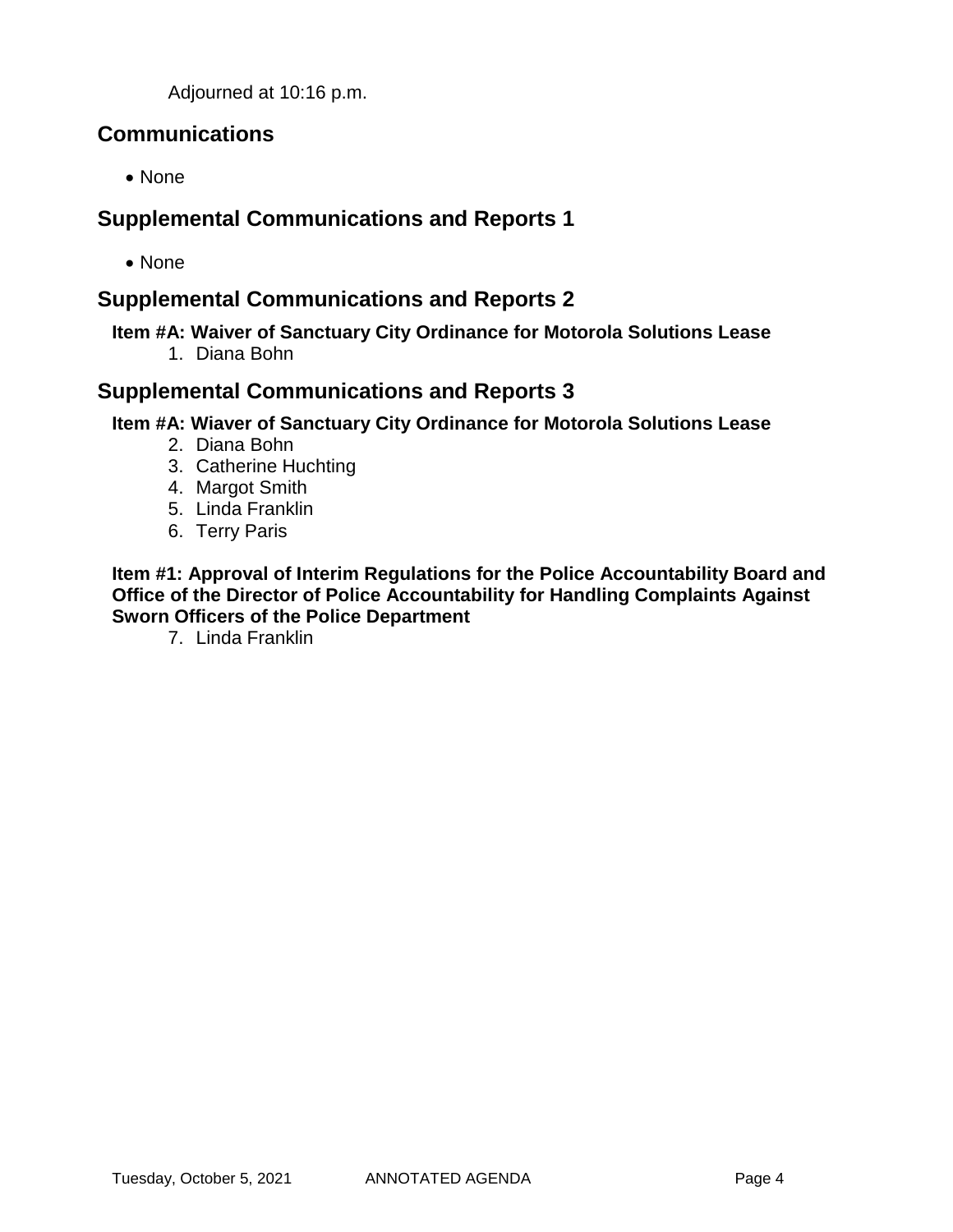Adjourned at 10:16 p.m.

## Communications

- None

## Supplemental Communications and Reports 1

- None

## Supplemental Communications and Reports 2

**Item #A: Waiver of Sanctuary City Ordinance for Motorola Solutions Lease**

1. Diana Bohn

## Supplemental Communications and Reports 3

**Item #A: Wiaver of Sanctuary City Ordinance for Motorola Solutions Lease**

2. Diana Bohn
3. Catherine Huchting
4. Margot Smith
5. Linda Franklin
6. Terry Paris

**Item #1: Approval of Interim Regulations for the Police Accountability Board and Office of the Director of Police Accountability for Handling Complaints Against Sworn Officers of the Police Department**

7. Linda Franklin